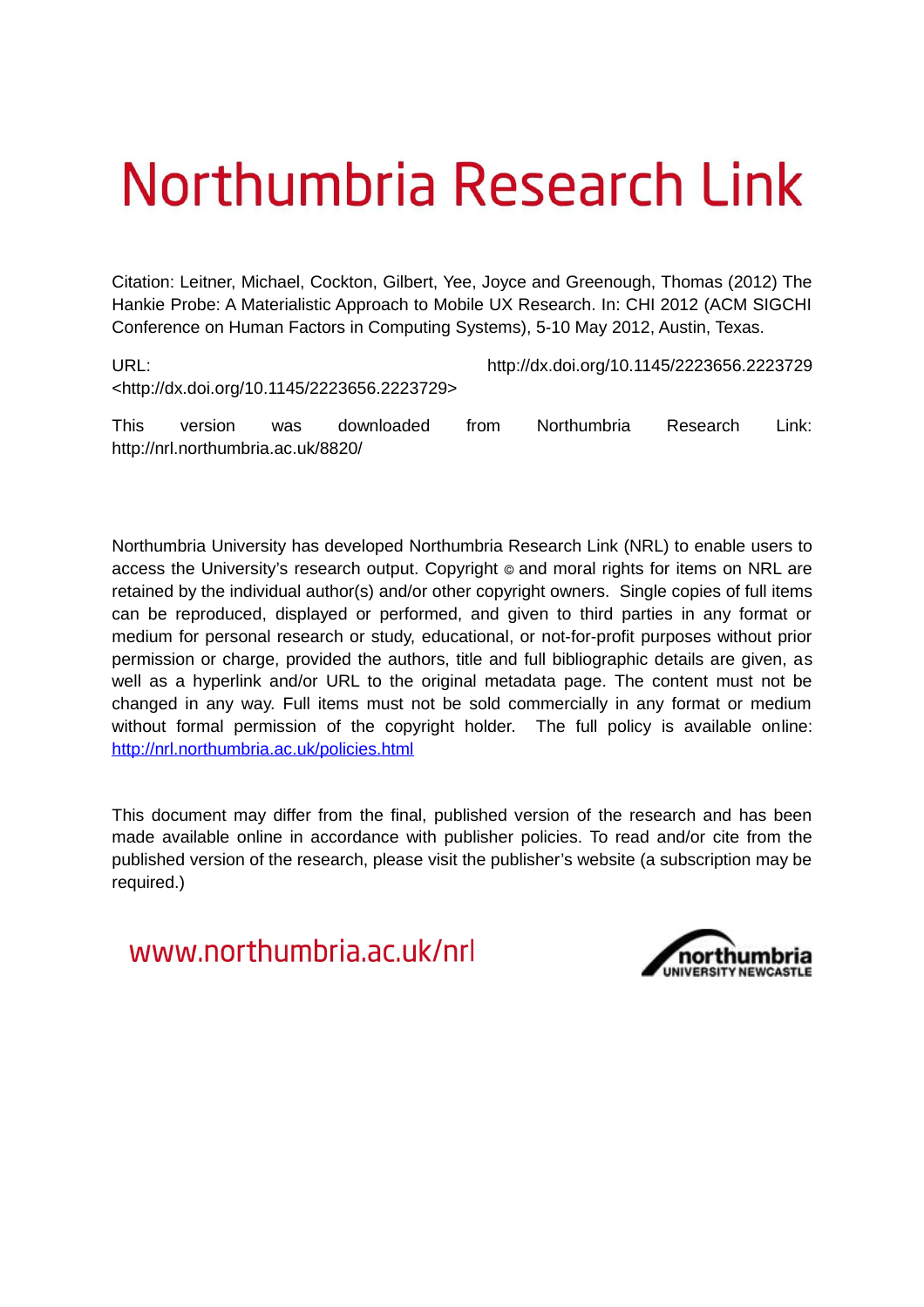# Northumbria Research Link

Citation: Leitner, Michael, Cockton, Gilbert, Yee, Joyce and Greenough, Thomas (2012) The Hankie Probe: A Materialistic Approach to Mobile UX Research. In: CHI 2012 (ACM SIGCHI Conference on Human Factors in Computing Systems), 5-10 May 2012, Austin, Texas.

URL: http://dx.doi.org/10.1145/2223656.2223729 <http://dx.doi.org/10.1145/2223656.2223729>

This version was downloaded from Northumbria Research Link: http://nrl.northumbria.ac.uk/8820/

Northumbria University has developed Northumbria Research Link (NRL) to enable users to access the University's research output. Copyright © and moral rights for items on NRL are retained by the individual author(s) and/or other copyright owners. Single copies of full items can be reproduced, displayed or performed, and given to third parties in any format or medium for personal research or study, educational, or not-for-profit purposes without prior permission or charge, provided the authors, title and full bibliographic details are given, as well as a hyperlink and/or URL to the original metadata page. The content must not be changed in any way. Full items must not be sold commercially in any format or medium without formal permission of the copyright holder. The full policy is available online: http://nrl.northumbria.ac.uk/policies.html

This document may differ from the final, published version of the research and has been made available online in accordance with publisher policies. To read and/or cite from the published version of the research, please visit the publisher's website (a subscription may be required.)

www.northumbria.ac.uk/nrl

northumbria UNIVERSITY NEWCASTLE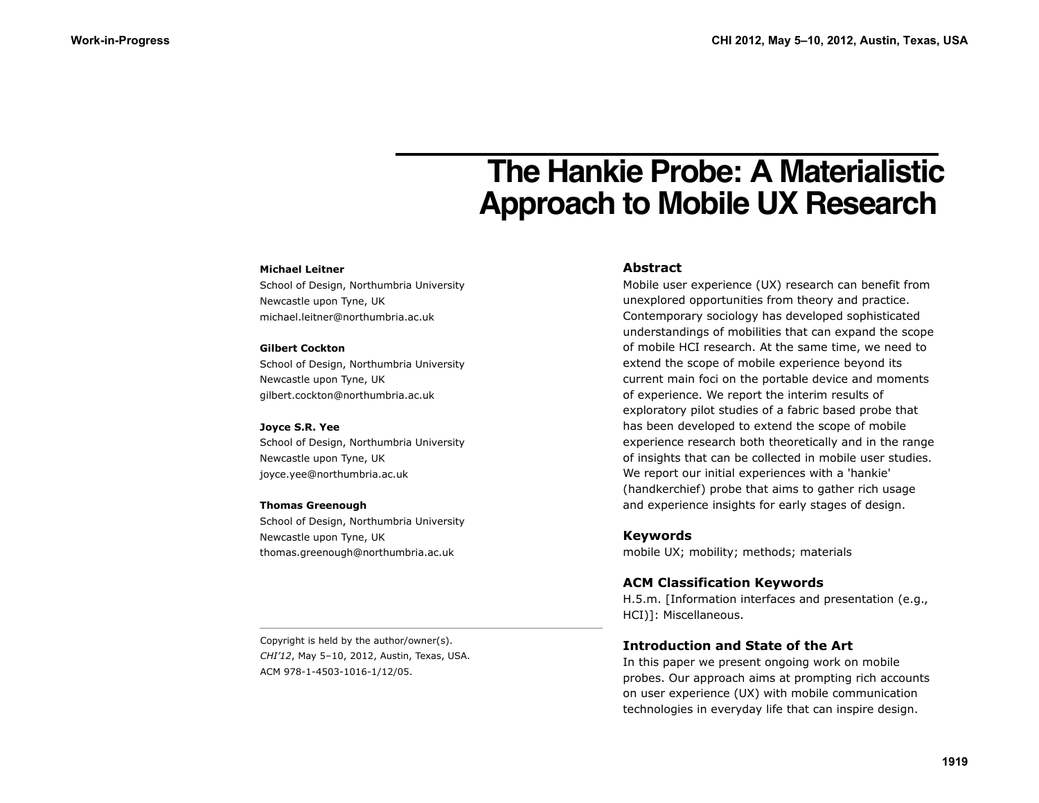# The Hankie Probe: A Materialistic Approach to Mobile UX Research

**Michael Leitner**
School of Design, Northumbria University
Newcastle upon Tyne, UK
michael.leitner@northumbria.ac.uk

**Gilbert Cockton**
School of Design, Northumbria University
Newcastle upon Tyne, UK
gilbert.cockton@northumbria.ac.uk

**Joyce S.R. Yee**
School of Design, Northumbria University
Newcastle upon Tyne, UK
joyce.yee@northumbria.ac.uk

**Thomas Greenough**
School of Design, Northumbria University
Newcastle upon Tyne, UK
thomas.greenough@northumbria.ac.uk

Copyright is held by the author/owner(s).
*CHI'12*, May 5–10, 2012, Austin, Texas, USA.
ACM 978-1-4503-1016-1/12/05.

### Abstract

Mobile user experience (UX) research can benefit from unexplored opportunities from theory and practice. Contemporary sociology has developed sophisticated understandings of mobilities that can expand the scope of mobile HCI research. At the same time, we need to extend the scope of mobile experience beyond its current main foci on the portable device and moments of experience. We report the interim results of exploratory pilot studies of a fabric based probe that has been developed to extend the scope of mobile experience research both theoretically and in the range of insights that can be collected in mobile user studies. We report our initial experiences with a 'hankie' (handkerchief) probe that aims to gather rich usage and experience insights for early stages of design.

### Keywords

mobile UX; mobility; methods; materials

### ACM Classification Keywords

H.5.m. [Information interfaces and presentation (e.g., HCI)]: Miscellaneous.

### Introduction and State of the Art

In this paper we present ongoing work on mobile probes. Our approach aims at prompting rich accounts on user experience (UX) with mobile communication technologies in everyday life that can inspire design.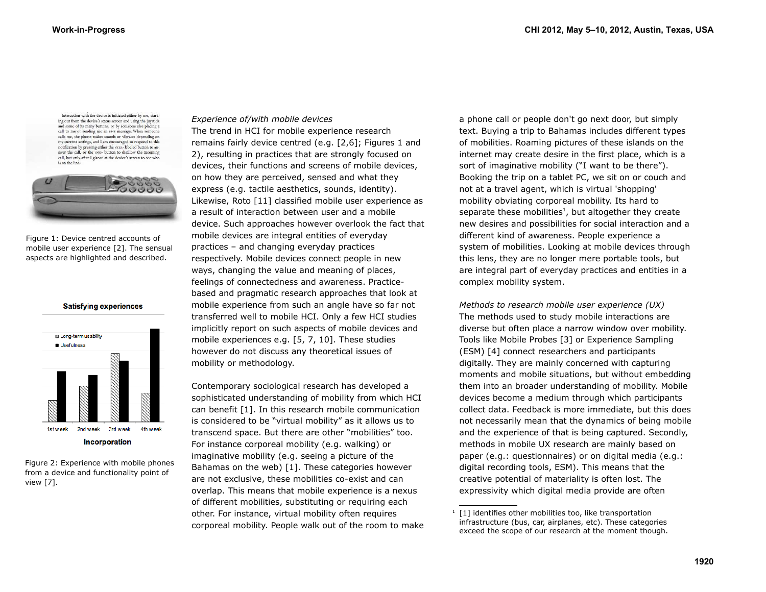Interaction with the device is initiated either by me, starting out from the device's status screen and using the joystick and some of its many buttons, or by someone else placing a call to me or sending me an SMS message. When someone calls me, the phone makes sounds or vibrates depending on my current settings, and I am encouraged to respond to this notification by pressing either the «YES» labeled button to answer the call, or the «NO» button to disallow the incoming call, but only after I glance at the device's screen to see who is on the line.

Figure 1: Device centred accounts of mobile user experience [2]. The sensual aspects are highlighted and described.

Satisfying experiences

Long-term usability

Usefulness

1st week

2nd week

3rd week

4th week

Incorporation

Figure 2: Experience with mobile phones from a device and functionality point of view [7].

*Experience of/with mobile devices*

The trend in HCI for mobile experience research remains fairly device centred (e.g. [2,6]; Figures 1 and 2), resulting in practices that are strongly focused on devices, their functions and screens of mobile devices, on how they are perceived, sensed and what they express (e.g. tactile aesthetics, sounds, identity). Likewise, Roto [11] classified mobile user experience as a result of interaction between user and a mobile device. Such approaches however overlook the fact that mobile devices are integral entities of everyday practices – and changing everyday practices respectively. Mobile devices connect people in new ways, changing the value and meaning of places, feelings of connectedness and awareness. Practice-based and pragmatic research approaches that look at mobile experience from such an angle have so far not transferred well to mobile HCI. Only a few HCI studies implicitly report on such aspects of mobile devices and mobile experiences e.g. [5, 7, 10]. These studies however do not discuss any theoretical issues of mobility or methodology.

Contemporary sociological research has developed a sophisticated understanding of mobility from which HCI can benefit [1]. In this research mobile communication is considered to be "virtual mobility" as it allows us to transcend space. But there are other "mobilities" too. For instance corporeal mobility (e.g. walking) or imaginative mobility (e.g. seeing a picture of the Bahamas on the web) [1]. These categories however are not exclusive, these mobilities co-exist and can overlap. This means that mobile experience is a nexus of different mobilities, substituting or requiring each other. For instance, virtual mobility often requires corporeal mobility. People walk out of the room to make a phone call or people don't go next door, but simply text. Buying a trip to Bahamas includes different types of mobilities. Roaming pictures of these islands on the internet may create desire in the first place, which is a sort of imaginative mobility ("I want to be there"). Booking the trip on a tablet PC, we sit on or couch and not at a travel agent, which is virtual 'shopping' mobility obviating corporeal mobility. Its hard to separate these mobilities[1], but altogether they create new desires and possibilities for social interaction and a different kind of awareness. People experience a system of mobilities. Looking at mobile devices through this lens, they are no longer mere portable tools, but are integral part of everyday practices and entities in a complex mobility system.

*Methods to research mobile user experience (UX)*

The methods used to study mobile interactions are diverse but often place a narrow window over mobility. Tools like Mobile Probes [3] or Experience Sampling (ESM) [4] connect researchers and participants digitally. They are mainly concerned with capturing moments and mobile situations, but without embedding them into an broader understanding of mobility. Mobile devices become a medium through which participants collect data. Feedback is more immediate, but this does not necessarily mean that the dynamics of being mobile and the experience of that is being captured. Secondly, methods in mobile UX research are mainly based on paper (e.g.: questionnaires) or on digital media (e.g.: digital recording tools, ESM). This means that the creative potential of materiality is often lost. The expressivity which digital media provide are often

[1] [1] identifies other mobilities too, like transportation infrastructure (bus, car, airplanes, etc). These categories exceed the scope of our research at the moment though.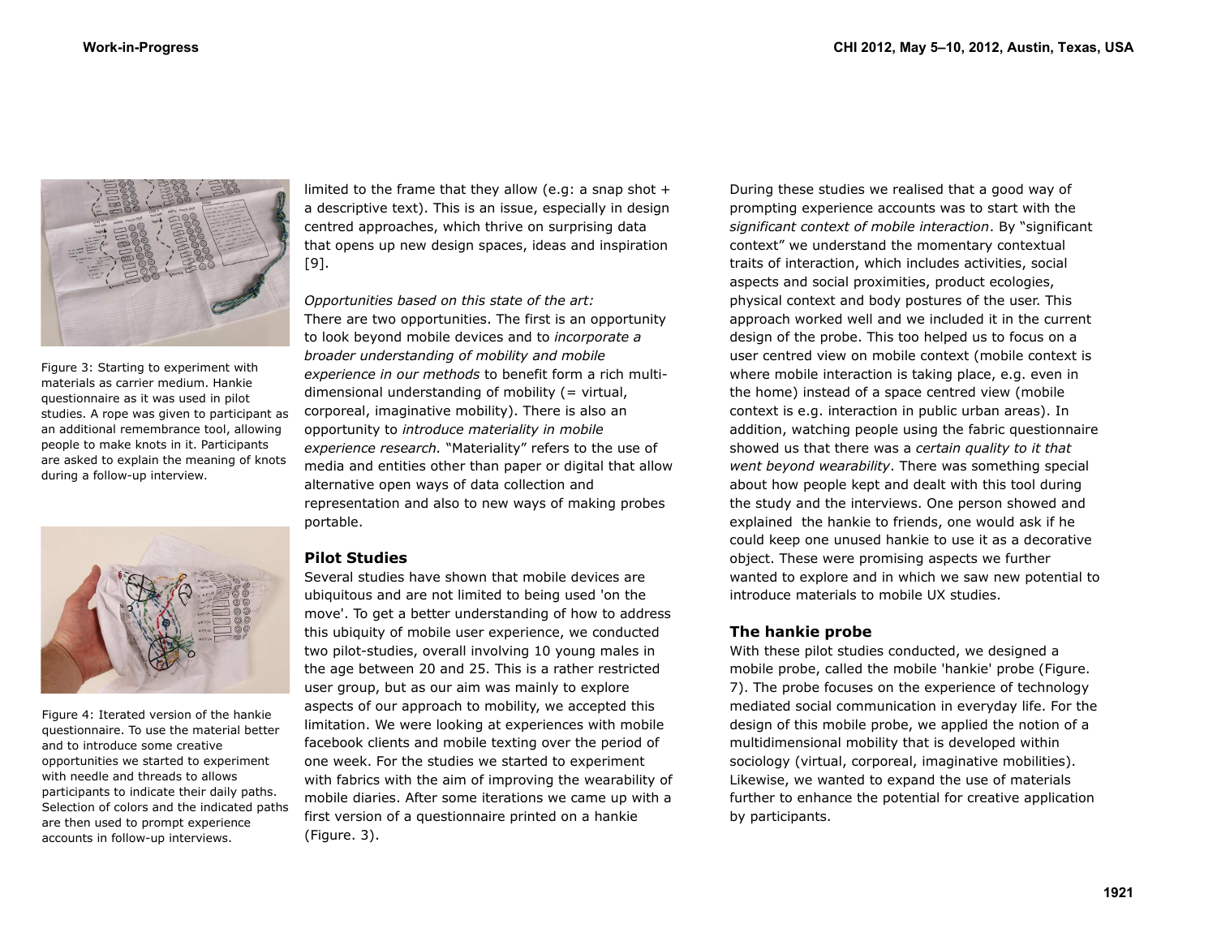Figure 3: Starting to experiment with materials as carrier medium. Hankie questionnaire as it was used in pilot studies. A rope was given to participant as an additional remembrance tool, allowing people to make knots in it. Participants are asked to explain the meaning of knots during a follow-up interview.

Figure 4: Iterated version of the hankie questionnaire. To use the material better and to introduce some creative opportunities we started to experiment with needle and threads to allows participants to indicate their daily paths. Selection of colors and the indicated paths are then used to prompt experience accounts in follow-up interviews.

limited to the frame that they allow (e.g: a snap shot + a descriptive text). This is an issue, especially in design centred approaches, which thrive on surprising data that opens up new design spaces, ideas and inspiration [9].

*Opportunities based on this state of the art:*
There are two opportunities. The first is an opportunity to look beyond mobile devices and to *incorporate a broader understanding of mobility and mobile experience in our methods* to benefit form a rich multi-dimensional understanding of mobility (= virtual, corporeal, imaginative mobility). There is also an opportunity to *introduce materiality in mobile experience research.* "Materiality" refers to the use of media and entities other than paper or digital that allow alternative open ways of data collection and representation and also to new ways of making probes portable.

## Pilot Studies

Several studies have shown that mobile devices are ubiquitous and are not limited to being used 'on the move'. To get a better understanding of how to address this ubiquity of mobile user experience, we conducted two pilot-studies, overall involving 10 young males in the age between 20 and 25. This is a rather restricted user group, but as our aim was mainly to explore aspects of our approach to mobility, we accepted this limitation. We were looking at experiences with mobile facebook clients and mobile texting over the period of one week. For the studies we started to experiment with fabrics with the aim of improving the wearability of mobile diaries. After some iterations we came up with a first version of a questionnaire printed on a hankie (Figure. 3).

During these studies we realised that a good way of prompting experience accounts was to start with the *significant context of mobile interaction*. By "significant context" we understand the momentary contextual traits of interaction, which includes activities, social aspects and social proximities, product ecologies, physical context and body postures of the user. This approach worked well and we included it in the current design of the probe. This too helped us to focus on a user centred view on mobile context (mobile context is where mobile interaction is taking place, e.g. even in the home) instead of a space centred view (mobile context is e.g. interaction in public urban areas). In addition, watching people using the fabric questionnaire showed us that there was a *certain quality to it that went beyond wearability*. There was something special about how people kept and dealt with this tool during the study and the interviews. One person showed and explained the hankie to friends, one would ask if he could keep one unused hankie to use it as a decorative object. These were promising aspects we further wanted to explore and in which we saw new potential to introduce materials to mobile UX studies.

## The hankie probe

With these pilot studies conducted, we designed a mobile probe, called the mobile 'hankie' probe (Figure. 7). The probe focuses on the experience of technology mediated social communication in everyday life. For the design of this mobile probe, we applied the notion of a multidimensional mobility that is developed within sociology (virtual, corporeal, imaginative mobilities). Likewise, we wanted to expand the use of materials further to enhance the potential for creative application by participants.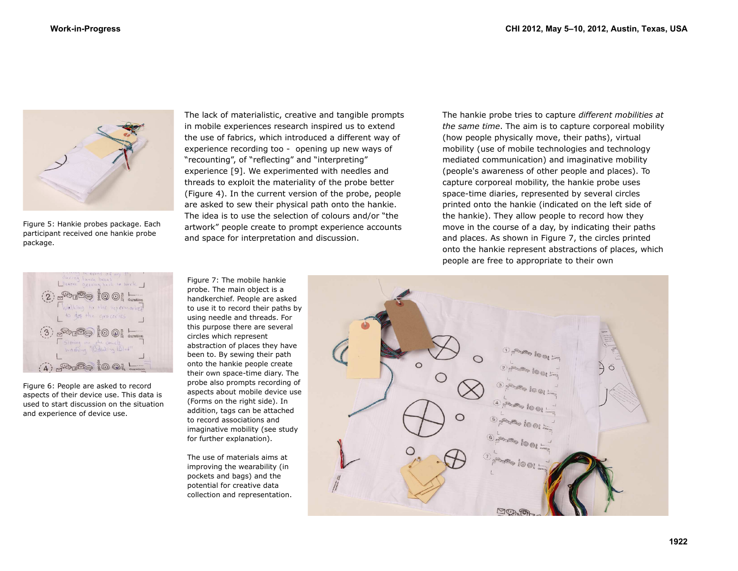Figure 5: Hankie probes package. Each participant received one hankie probe package.

Figure 6: People are asked to record aspects of their device use. This data is used to start discussion on the situation and experience of device use.

The lack of materialistic, creative and tangible prompts in mobile experiences research inspired us to extend the use of fabrics, which introduced a different way of experience recording too - opening up new ways of "recounting", of "reflecting" and "interpreting" experience [9]. We experimented with needles and threads to exploit the materiality of the probe better (Figure 4). In the current version of the probe, people are asked to sew their physical path onto the hankie. The idea is to use the selection of colours and/or "the artwork" people create to prompt experience accounts and space for interpretation and discussion.

Figure 7: The mobile hankie probe. The main object is a handkerchief. People are asked to use it to record their paths by using needle and threads. For this purpose there are several circles which represent abstraction of places they have been to. By sewing their path onto the hankie people create their own space-time diary. The probe also prompts recording of aspects about mobile device use (Forms on the right side). In addition, tags can be attached to record associations and imaginative mobility (see study for further explanation).

The use of materials aims at improving the wearability (in pockets and bags) and the potential for creative data collection and representation.

The hankie probe tries to capture *different mobilities at the same time*. The aim is to capture corporeal mobility (how people physically move, their paths), virtual mobility (use of mobile technologies and technology mediated communication) and imaginative mobility (people's awareness of other people and places). To capture corporeal mobility, the hankie probe uses space-time diaries, represented by several circles printed onto the hankie (indicated on the left side of the hankie). They allow people to record how they move in the course of a day, by indicating their paths and places. As shown in Figure 7, the circles printed onto the hankie represent abstractions of places, which people are free to appropriate to their own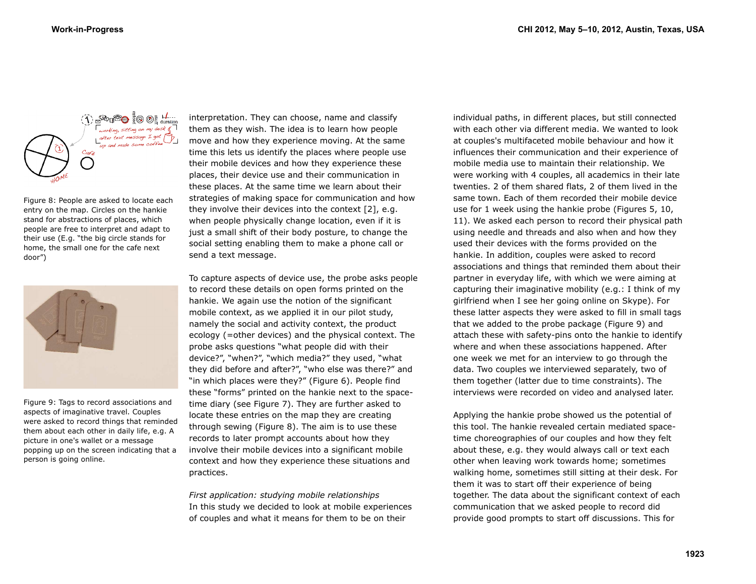Figure 8: People are asked to locate each entry on the map. Circles on the hankie stand for abstractions of places, which people are free to interpret and adapt to their use (E.g. "the big circle stands for home, the small one for the cafe next door")

Figure 9: Tags to record associations and aspects of imaginative travel. Couples were asked to record things that reminded them about each other in daily life, e.g. A picture in one's wallet or a message popping up on the screen indicating that a person is going online.

interpretation. They can choose, name and classify them as they wish. The idea is to learn how people move and how they experience moving. At the same time this lets us identify the places where people use their mobile devices and how they experience these places, their device use and their communication in these places. At the same time we learn about their strategies of making space for communication and how they involve their devices into the context [2], e.g. when people physically change location, even if it is just a small shift of their body posture, to change the social setting enabling them to make a phone call or send a text message.

To capture aspects of device use, the probe asks people to record these details on open forms printed on the hankie. We again use the notion of the significant mobile context, as we applied it in our pilot study, namely the social and activity context, the product ecology (=other devices) and the physical context. The probe asks questions "what people did with their device?", "when?", "which media?" they used, "what they did before and after?", "who else was there?" and "in which places were they?" (Figure 6). People find these "forms" printed on the hankie next to the space-time diary (see Figure 7). They are further asked to locate these entries on the map they are creating through sewing (Figure 8). The aim is to use these records to later prompt accounts about how they involve their mobile devices into a significant mobile context and how they experience these situations and practices.

*First application: studying mobile relationships*
In this study we decided to look at mobile experiences of couples and what it means for them to be on their individual paths, in different places, but still connected with each other via different media. We wanted to look at couples's multifaceted mobile behaviour and how it influences their communication and their experience of mobile media use to maintain their relationship. We were working with 4 couples, all academics in their late twenties. 2 of them shared flats, 2 of them lived in the same town. Each of them recorded their mobile device use for 1 week using the hankie probe (Figures 5, 10, 11). We asked each person to record their physical path using needle and threads and also when and how they used their devices with the forms provided on the hankie. In addition, couples were asked to record associations and things that reminded them about their partner in everyday life, with which we were aiming at capturing their imaginative mobility (e.g.: I think of my girlfriend when I see her going online on Skype). For these latter aspects they were asked to fill in small tags that we added to the probe package (Figure 9) and attach these with safety-pins onto the hankie to identify where and when these associations happened. After one week we met for an interview to go through the data. Two couples we interviewed separately, two of them together (latter due to time constraints). The interviews were recorded on video and analysed later.

Applying the hankie probe showed us the potential of this tool. The hankie revealed certain mediated space-time choreographies of our couples and how they felt about these, e.g. they would always call or text each other when leaving work towards home; sometimes walking home, sometimes still sitting at their desk. For them it was to start off their experience of being together. The data about the significant context of each communication that we asked people to record did provide good prompts to start off discussions. This for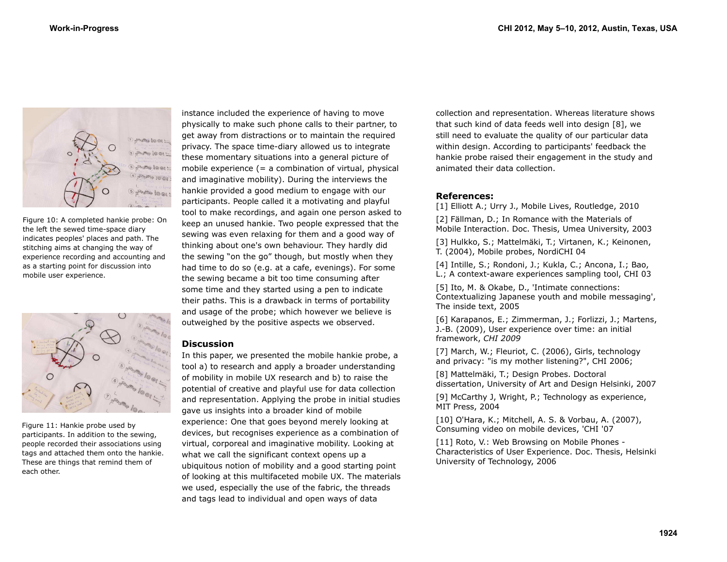Figure 10: A completed hankie probe: On the left the sewed time-space diary indicates peoples' places and path. The stitching aims at changing the way of experience recording and accounting and as a starting point for discussion into mobile user experience.

Figure 11: Hankie probe used by participants. In addition to the sewing, people recorded their associations using tags and attached them onto the hankie. These are things that remind them of each other.

instance included the experience of having to move physically to make such phone calls to their partner, to get away from distractions or to maintain the required privacy. The space time-diary allowed us to integrate these momentary situations into a general picture of mobile experience (= a combination of virtual, physical and imaginative mobility). During the interviews the hankie provided a good medium to engage with our participants. People called it a motivating and playful tool to make recordings, and again one person asked to keep an unused hankie. Two people expressed that the sewing was even relaxing for them and a good way of thinking about one's own behaviour. They hardly did the sewing "on the go" though, but mostly when they had time to do so (e.g. at a cafe, evenings). For some the sewing became a bit too time consuming after some time and they started using a pen to indicate their paths. This is a drawback in terms of portability and usage of the probe; which however we believe is outweighed by the positive aspects we observed.

## Discussion

In this paper, we presented the mobile hankie probe, a tool a) to research and apply a broader understanding of mobility in mobile UX research and b) to raise the potential of creative and playful use for data collection and representation. Applying the probe in initial studies gave us insights into a broader kind of mobile experience: One that goes beyond merely looking at devices, but recognises experience as a combination of virtual, corporeal and imaginative mobility. Looking at what we call the significant context opens up a ubiquitous notion of mobility and a good starting point of looking at this multifaceted mobile UX. The materials we used, especially the use of the fabric, the threads and tags lead to individual and open ways of data collection and representation. Whereas literature shows that such kind of data feeds well into design [8], we still need to evaluate the quality of our particular data within design. According to participants' feedback the hankie probe raised their engagement in the study and animated their data collection.

## References:

[1] Elliott A.; Urry J., Mobile Lives, Routledge, 2010

[2] Fällman, D.; In Romance with the Materials of Mobile Interaction. Doc. Thesis, Umea University, 2003

[3] Hulkko, S.; Mattelmäki, T.; Virtanen, K.; Keinonen, T. (2004), Mobile probes, NordiCHI 04

[4] Intille, S.; Rondoni, J.; Kukla, C.; Ancona, I.; Bao, L.; A context-aware experiences sampling tool, CHI 03

[5] Ito, M. & Okabe, D., 'Intimate connections: Contextualizing Japanese youth and mobile messaging', The inside text, 2005

[6] Karapanos, E.; Zimmerman, J.; Forlizzi, J.; Martens, J.-B. (2009), User experience over time: an initial framework, *CHI 2009*

[7] March, W.; Fleuriot, C. (2006), Girls, technology and privacy: "is my mother listening?", CHI 2006;

[8] Mattelmäki, T.; Design Probes. Doctoral dissertation, University of Art and Design Helsinki, 2007

[9] McCarthy J, Wright, P.; Technology as experience, MIT Press, 2004

[10] O'Hara, K.; Mitchell, A. S. & Vorbau, A. (2007), Consuming video on mobile devices, 'CHI '07

[11] Roto, V.: Web Browsing on Mobile Phones - Characteristics of User Experience. Doc. Thesis, Helsinki University of Technology, 2006